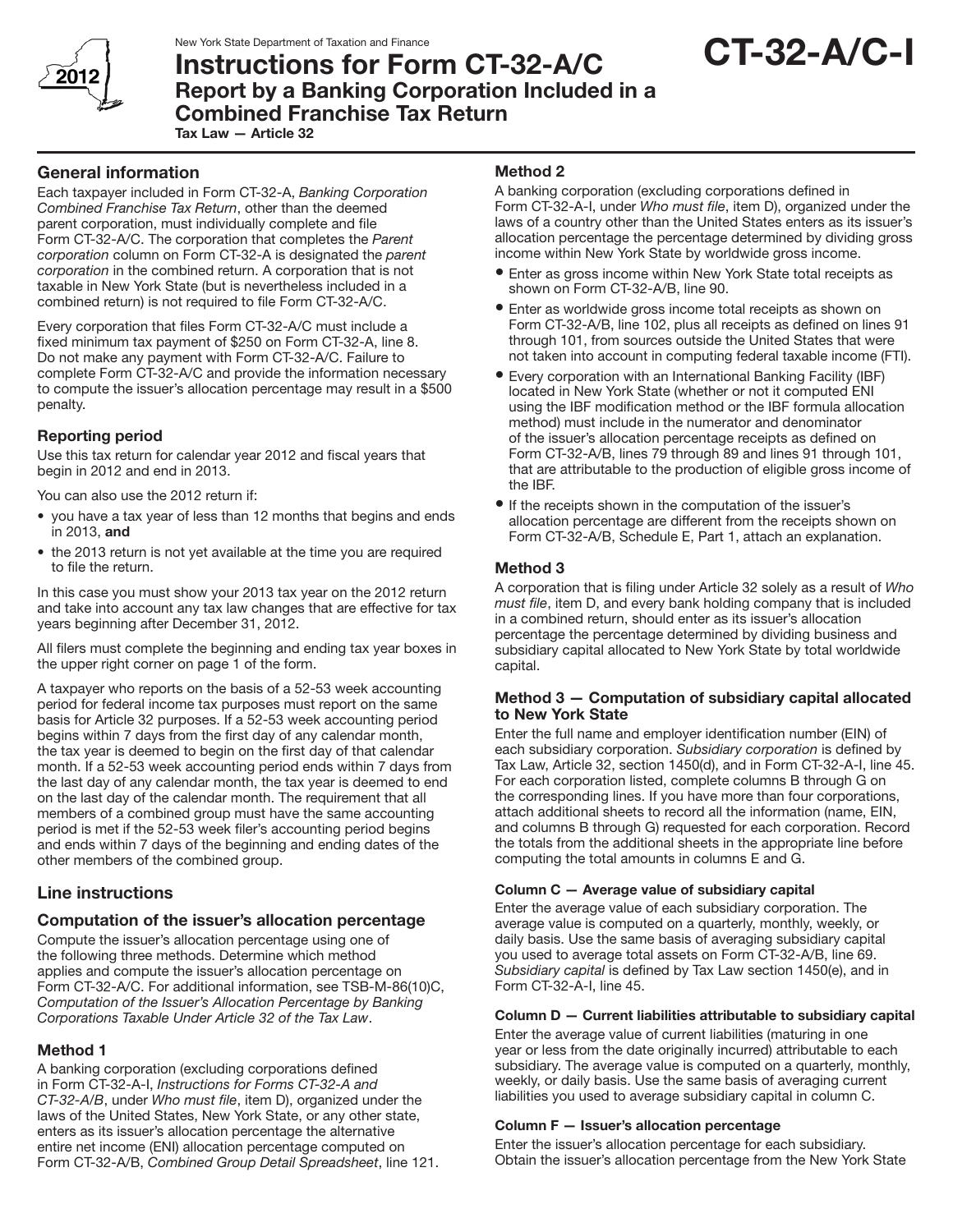New York State Department of Taxation and Finance

# Instructions for Form CT-32-A/C

## Report by a Banking Corporation Included in a Combined Franchise Tax Return

**Tax Law — Article 32**

**CT-32-A/C-I**

2012

## General information

Each taxpayer included in Form CT-32-A, *Banking Corporation Combined Franchise Tax Return*, other than the deemed parent corporation, must individually complete and file Form CT-32-A/C. The corporation that completes the *Parent corporation* column on Form CT-32-A is designated the *parent corporation* in the combined return. A corporation that is not taxable in New York State (but is nevertheless included in a combined return) is not required to file Form CT-32-A/C.

Every corporation that files Form CT-32-A/C must include a fixed minimum tax payment of $250 on Form CT-32-A, line 8. Do not make any payment with Form CT-32-A/C. Failure to complete Form CT-32-A/C and provide the information necessary to compute the issuer's allocation percentage may result in a $500 penalty.

### Reporting period

Use this tax return for calendar year 2012 and fiscal years that begin in 2012 and end in 2013.

You can also use the 2012 return if:

- you have a tax year of less than 12 months that begins and ends in 2013, **and**
- the 2013 return is not yet available at the time you are required to file the return.

In this case you must show your 2013 tax year on the 2012 return and take into account any tax law changes that are effective for tax years beginning after December 31, 2012.

All filers must complete the beginning and ending tax year boxes in the upper right corner on page 1 of the form.

A taxpayer who reports on the basis of a 52-53 week accounting period for federal income tax purposes must report on the same basis for Article 32 purposes. If a 52-53 week accounting period begins within 7 days from the first day of any calendar month, the tax year is deemed to begin on the first day of that calendar month. If a 52-53 week accounting period ends within 7 days from the last day of any calendar month, the tax year is deemed to end on the last day of the calendar month. The requirement that all members of a combined group must have the same accounting period is met if the 52-53 week filer's accounting period begins and ends within 7 days of the beginning and ending dates of the other members of the combined group.

## Line instructions

### Computation of the issuer's allocation percentage

Compute the issuer's allocation percentage using one of the following three methods. Determine which method applies and compute the issuer's allocation percentage on Form CT-32-A/C. For additional information, see TSB-M-86(10)C, *Computation of the Issuer's Allocation Percentage by Banking Corporations Taxable Under Article 32 of the Tax Law*.

### Method 1

A banking corporation (excluding corporations defined in Form CT-32-A-I, *Instructions for Forms CT-32-A and CT-32-A/B*, under *Who must file*, item D), organized under the laws of the United States, New York State, or any other state, enters as its issuer's allocation percentage the alternative entire net income (ENI) allocation percentage computed on Form CT-32-A/B, *Combined Group Detail Spreadsheet*, line 121.

### Method 2

A banking corporation (excluding corporations defined in Form CT-32-A-I, under *Who must file*, item D), organized under the laws of a country other than the United States enters as its issuer's allocation percentage the percentage determined by dividing gross income within New York State by worldwide gross income.

- Enter as gross income within New York State total receipts as shown on Form CT-32-A/B, line 90.
- Enter as worldwide gross income total receipts as shown on Form CT-32-A/B, line 102, plus all receipts as defined on lines 91 through 101, from sources outside the United States that were not taken into account in computing federal taxable income (FTI).
- Every corporation with an International Banking Facility (IBF) located in New York State (whether or not it computed ENI using the IBF modification method or the IBF formula allocation method) must include in the numerator and denominator of the issuer's allocation percentage receipts as defined on Form CT-32-A/B, lines 79 through 89 and lines 91 through 101, that are attributable to the production of eligible gross income of the IBF.
- If the receipts shown in the computation of the issuer's allocation percentage are different from the receipts shown on Form CT-32-A/B, Schedule E, Part 1, attach an explanation.

### Method 3

A corporation that is filing under Article 32 solely as a result of *Who must file*, item D, and every bank holding company that is included in a combined return, should enter as its issuer's allocation percentage the percentage determined by dividing business and subsidiary capital allocated to New York State by total worldwide capital.

### Method 3 — Computation of subsidiary capital allocated to New York State

Enter the full name and employer identification number (EIN) of each subsidiary corporation. *Subsidiary corporation* is defined by Tax Law, Article 32, section 1450(d), and in Form CT-32-A-I, line 45. For each corporation listed, complete columns B through G on the corresponding lines. If you have more than four corporations, attach additional sheets to record all the information (name, EIN, and columns B through G) requested for each corporation. Record the totals from the additional sheets in the appropriate line before computing the total amounts in columns E and G.

#### Column C — Average value of subsidiary capital

Enter the average value of each subsidiary corporation. The average value is computed on a quarterly, monthly, weekly, or daily basis. Use the same basis of averaging subsidiary capital you used to average total assets on Form CT-32-A/B, line 69. *Subsidiary capital* is defined by Tax Law section 1450(e), and in Form CT-32-A-I, line 45.

#### Column D — Current liabilities attributable to subsidiary capital

Enter the average value of current liabilities (maturing in one year or less from the date originally incurred) attributable to each subsidiary. The average value is computed on a quarterly, monthly, weekly, or daily basis. Use the same basis of averaging current liabilities you used to average subsidiary capital in column C.

#### Column F — Issuer's allocation percentage

Enter the issuer's allocation percentage for each subsidiary. Obtain the issuer's allocation percentage from the New York State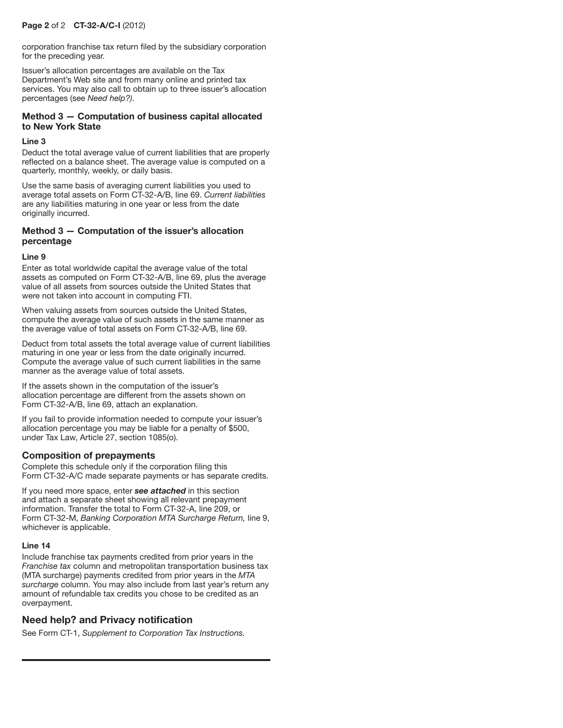corporation franchise tax return filed by the subsidiary corporation for the preceding year.

Issuer's allocation percentages are available on the Tax Department's Web site and from many online and printed tax services. You may also call to obtain up to three issuer's allocation percentages (see *Need help?)*.

### Method 3 — Computation of business capital allocated to New York State

#### Line 3

Deduct the total average value of current liabilities that are properly reflected on a balance sheet. The average value is computed on a quarterly, monthly, weekly, or daily basis.

Use the same basis of averaging current liabilities you used to average total assets on Form CT-32-A/B, line 69. *Current liabilities* are any liabilities maturing in one year or less from the date originally incurred.

### Method 3 — Computation of the issuer's allocation percentage

#### Line 9

Enter as total worldwide capital the average value of the total assets as computed on Form CT-32-A/B, line 69, plus the average value of all assets from sources outside the United States that were not taken into account in computing FTI.

When valuing assets from sources outside the United States, compute the average value of such assets in the same manner as the average value of total assets on Form CT-32-A/B, line 69.

Deduct from total assets the total average value of current liabilities maturing in one year or less from the date originally incurred. Compute the average value of such current liabilities in the same manner as the average value of total assets.

If the assets shown in the computation of the issuer's allocation percentage are different from the assets shown on Form CT-32-A/B, line 69, attach an explanation.

If you fail to provide information needed to compute your issuer's allocation percentage you may be liable for a penalty of $500, under Tax Law, Article 27, section 1085(o).

## Composition of prepayments

Complete this schedule only if the corporation filing this Form CT-32-A/C made separate payments or has separate credits.

If you need more space, enter ***see attached*** in this section and attach a separate sheet showing all relevant prepayment information. Transfer the total to Form CT-32-A, line 209, or Form CT-32-M, *Banking Corporation MTA Surcharge Return,* line 9, whichever is applicable.

#### Line 14

Include franchise tax payments credited from prior years in the *Franchise tax* column and metropolitan transportation business tax (MTA surcharge) payments credited from prior years in the *MTA surcharge* column. You may also include from last year's return any amount of refundable tax credits you chose to be credited as an overpayment.

## Need help? and Privacy notification

See Form CT-1, *Supplement to Corporation Tax Instructions.*